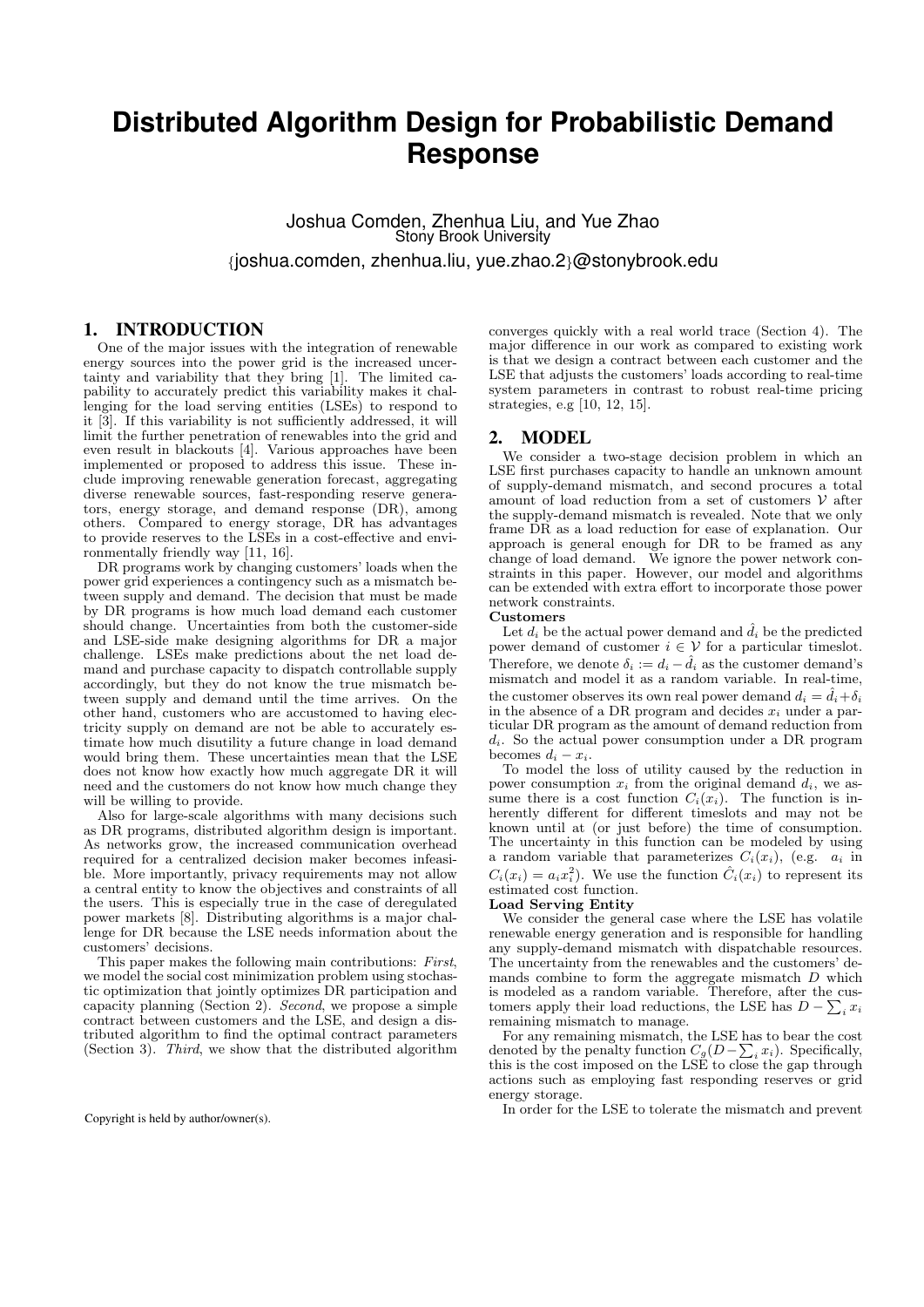# Distributed Algorithm Design for Probabilistic Demand Response

Joshua Comden, Zhenhua Liu, and Yue Zhao
Stony Brook University
{joshua.comden, zhenhua.liu, yue.zhao.2}@stonybrook.edu

## 1. INTRODUCTION

One of the major issues with the integration of renewable energy sources into the power grid is the increased uncertainty and variability that they bring [1]. The limited capability to accurately predict this variability makes it challenging for the load serving entities (LSEs) to respond to it [3]. If this variability is not sufficiently addressed, it will limit the further penetration of renewables into the grid and even result in blackouts [4]. Various approaches have been implemented or proposed to address this issue. These include improving renewable generation forecast, aggregating diverse renewable sources, fast-responding reserve generators, energy storage, and demand response (DR), among others. Compared to energy storage, DR has advantages to provide reserves to the LSEs in a cost-effective and environmentally friendly way [11, 16].

DR programs work by changing customers' loads when the power grid experiences a contingency such as a mismatch between supply and demand. The decision that must be made by DR programs is how much load demand each customer should change. Uncertainties from both the customer-side and LSE-side make designing algorithms for DR a major challenge. LSEs make predictions about the net load demand and purchase capacity to dispatch controllable supply accordingly, but they do not know the true mismatch between supply and demand until the time arrives. On the other hand, customers who are accustomed to having electricity supply on demand are not be able to accurately estimate how much disutility a future change in load demand would bring them. These uncertainties mean that the LSE does not know how exactly how much aggregate DR it will need and the customers do not know how much change they will be willing to provide.

Also for large-scale algorithms with many decisions such as DR programs, distributed algorithm design is important. As networks grow, the increased communication overhead required for a centralized decision maker becomes infeasible. More importantly, privacy requirements may not allow a central entity to know the objectives and constraints of all the users. This is especially true in the case of deregulated power markets [8]. Distributing algorithms is a major challenge for DR because the LSE needs information about the customers' decisions.

This paper makes the following main contributions: *First*, we model the social cost minimization problem using stochastic optimization that jointly optimizes DR participation and capacity planning (Section 2). *Second*, we propose a simple contract between customers and the LSE, and design a distributed algorithm to find the optimal contract parameters (Section 3). *Third*, we show that the distributed algorithm converges quickly with a real world trace (Section 4). The major difference in our work as compared to existing work is that we design a contract between each customer and the LSE that adjusts the customers' loads according to real-time system parameters in contrast to robust real-time pricing strategies, e.g [10, 12, 15].

Copyright is held by author/owner(s).

## 2. MODEL

We consider a two-stage decision problem in which an LSE first purchases capacity to handle an unknown amount of supply-demand mismatch, and second procures a total amount of load reduction from a set of customers $\mathcal{V}$ after the supply-demand mismatch is revealed. Note that we only frame DR as a load reduction for ease of explanation. Our approach is general enough for DR to be framed as any change of load demand. We ignore the power network constraints in this paper. However, our model and algorithms can be extended with extra effort to incorporate those power network constraints.

**Customers**

Let $d_i$ be the actual power demand and $\hat{d}_i$ be the predicted power demand of customer $i \in \mathcal{V}$ for a particular timeslot. Therefore, we denote $\delta_i := d_i - \hat{d}_i$ as the customer demand's mismatch and model it as a random variable. In real-time, the customer observes its own real power demand $d_i = \hat{d}_i + \delta_i$ in the absence of a DR program and decides $x_i$ under a particular DR program as the amount of demand reduction from $d_i$. So the actual power consumption under a DR program becomes $d_i - x_i$.

To model the loss of utility caused by the reduction in power consumption $x_i$ from the original demand $d_i$, we assume there is a cost function $C_i(x_i)$. The function is inherently different for different timeslots and may not be known until at (or just before) the time of consumption. The uncertainty in this function can be modeled by using a random variable that parameterizes $C_i(x_i)$, (e.g. $a_i$ in $C_i(x_i) = a_i x_i^2$). We use the function $\hat{C}_i(x_i)$ to represent its estimated cost function.

**Load Serving Entity**

We consider the general case where the LSE has volatile renewable energy generation and is responsible for handling any supply-demand mismatch with dispatchable resources. The uncertainty from the renewables and the customers' demands combine to form the aggregate mismatch $D$ which is modeled as a random variable. Therefore, after the customers apply their load reductions, the LSE has $D - \sum_i x_i$ remaining mismatch to manage.

For any remaining mismatch, the LSE has to bear the cost denoted by the penalty function $C_g(D - \sum_i x_i)$. Specifically, this is the cost imposed on the LSE to close the gap through actions such as employing fast responding reserves or grid energy storage.

In order for the LSE to tolerate the mismatch and prevent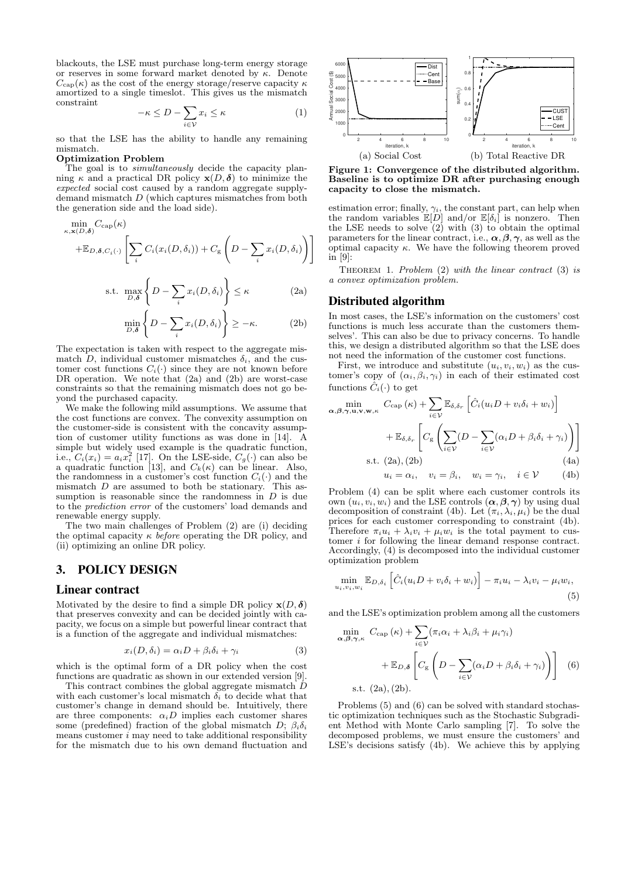blackouts, the LSE must purchase long-term energy storage or reserves in some forward market denoted by $\kappa$. Denote $C_{\text{cap}}(\kappa)$ as the cost of the energy storage/reserve capacity $\kappa$ amortized to a single timeslot. This gives us the mismatch constraint

$$-\kappa \le D - \sum_{i\in\mathcal{V}} x_i \le \kappa \tag{1}$$

so that the LSE has the ability to handle any remaining mismatch.

**Optimization Problem**

The goal is to *simultaneously* decide the capacity planning $\kappa$ and a practical DR policy $\mathbf{x}(D,\boldsymbol{\delta})$ to minimize the *expected* social cost caused by a random aggregate supply-demand mismatch $D$ (which captures mismatches from both the generation side and the load side).

$$\min_{\kappa,\mathbf{x}(D,\boldsymbol{\delta})} C_{\text{cap}}(\kappa) + \mathbb{E}_{D,\boldsymbol{\delta},C_i(\cdot)}\left[\sum_i C_i(x_i(D,\delta_i)) + C_{\text{g}}\left(D - \sum_i x_i(D,\delta_i)\right)\right]$$

$$\text{s.t. } \max_{D,\boldsymbol{\delta}}\left\{D - \sum_i x_i(D,\delta_i)\right\} \le \kappa \tag{2a}$$

$$\min_{D,\boldsymbol{\delta}}\left\{D - \sum_i x_i(D,\delta_i)\right\} \ge -\kappa. \tag{2b}$$

The expectation is taken with respect to the aggregate mismatch $D$, individual customer mismatches $\delta_i$, and the customer cost functions $C_i(\cdot)$ since they are not known before DR operation. We note that (2a) and (2b) are worst-case constraints so that the remaining mismatch does not go beyond the purchased capacity.

We make the following mild assumptions. We assume that the cost functions are convex. The convexity assumption on the customer-side is consistent with the concavity assumption of customer utility functions as was done in [14]. A simple but widely used example is the quadratic function, i.e., $C_i(x_i) = a_i x_i^2$ [17]. On the LSE-side, $C_g(\cdot)$ can also be a quadratic function [13], and $C_k(\kappa)$ can be linear. Also, the randomness in a customer's cost function $C_i(\cdot)$ and the mismatch $D$ are assumed to both be stationary. This assumption is reasonable since the randomness in $D$ is due to the *prediction error* of the customers' load demands and renewable energy supply.

The two main challenges of Problem (2) are (i) deciding the optimal capacity $\kappa$ *before* operating the DR policy, and (ii) optimizing an online DR policy.

## 3. POLICY DESIGN

### Linear contract

Motivated by the desire to find a simple DR policy $\mathbf{x}(D,\boldsymbol{\delta})$ that preserves convexity and can be decided jointly with capacity, we focus on a simple but powerful linear contract that is a function of the aggregate and individual mismatches:

$$x_i(D,\delta_i) = \alpha_i D + \beta_i \delta_i + \gamma_i \tag{3}$$

which is the optimal form of a DR policy when the cost functions are quadratic as shown in our extended version [9].

This contract combines the global aggregate mismatch $D$ with each customer's local mismatch $\delta_i$ to decide what that customer's change in demand should be. Intuitively, there are three components: $\alpha_i D$ implies each customer shares some (predefined) fraction of the global mismatch $D$; $\beta_i\delta_i$ means customer $i$ may need to take additional responsibility for the mismatch due to his own demand fluctuation and estimation error; finally, $\gamma_i$, the constant part, can help when the random variables $\mathbb{E}[D]$ and/or $\mathbb{E}[\delta_i]$ is nonzero. Then the LSE needs to solve (2) with (3) to obtain the optimal parameters for the linear contract, i.e., $\boldsymbol{\alpha},\boldsymbol{\beta},\boldsymbol{\gamma}$, as well as the optimal capacity $\kappa$. We have the following theorem proved in [9]:

Theorem 1. *Problem* (2) *with the linear contract* (3) *is a convex optimization problem.*

Figure 1: Convergence of the distributed algorithm. Baseline is to optimize DR after purchasing enough capacity to close the mismatch.

(a) Social Cost (b) Total Reactive DR

### Distributed algorithm

In most cases, the LSE's information on the customers' cost functions is much less accurate than the customers themselves'. This can also be due to privacy concerns. To handle this, we design a distributed algorithm so that the LSE does not need the information of the customer cost functions.

First, we introduce and substitute $(u_i, v_i, w_i)$ as the customer's copy of $(\alpha_i,\beta_i,\gamma_i)$ in each of their estimated cost functions $\hat{C}_i(\cdot)$ to get

$$\min_{\boldsymbol{\alpha},\boldsymbol{\beta},\boldsymbol{\gamma},\mathbf{u},\mathbf{v},\mathbf{w},\kappa} \quad C_{\text{cap}}(\kappa) + \sum_{i\in\mathcal{V}} \mathbb{E}_{\delta,\delta_r}\left[\hat{C}_i(u_i D + v_i\delta_i + w_i)\right] + \mathbb{E}_{\delta,\delta_r}\left[C_{\text{g}}\left(\sum_{i\in\mathcal{V}}(D - \sum_{i\in\mathcal{V}}(\alpha_i D + \beta_i\delta_i + \gamma_i)\right)\right]$$

$$\text{s.t. } (2a), (2b) \tag{4a}$$

$$u_i = \alpha_i, \quad v_i = \beta_i, \quad w_i = \gamma_i, \quad i \in \mathcal{V} \tag{4b}$$

Problem (4) can be split where each customer controls its own $(u_i, v_i, w_i)$ and the LSE controls $(\boldsymbol{\alpha},\boldsymbol{\beta},\boldsymbol{\gamma})$ by using dual decomposition of constraint (4b). Let $(\pi_i,\lambda_i,\mu_i)$ be the dual prices for each customer corresponding to constraint (4b). Therefore $\pi_i u_i + \lambda_i v_i + \mu_i w_i$ is the total payment to customer $i$ for following the linear demand response contract. Accordingly, (4) is decomposed into the individual customer optimization problem

$$\min_{u_i,v_i,w_i} \mathbb{E}_{D,\delta_i}\left[\hat{C}_i(u_i D + v_i\delta_i + w_i)\right] - \pi_i u_i - \lambda_i v_i - \mu_i w_i, \tag{5}$$

and the LSE's optimization problem among all the customers

$$\min_{\boldsymbol{\alpha},\boldsymbol{\beta},\boldsymbol{\gamma},\kappa} \quad C_{\text{cap}}(\kappa) + \sum_{i\in\mathcal{V}}(\pi_i\alpha_i + \lambda_i\beta_i + \mu_i\gamma_i) + \mathbb{E}_{D,\boldsymbol{\delta}}\left[C_{\text{g}}\left(D - \sum_{i\in\mathcal{V}}(\alpha_i D + \beta_i\delta_i + \gamma_i)\right)\right] \tag{6}$$

$$\text{s.t. } (2a), (2b).$$

Problems (5) and (6) can be solved with standard stochastic optimization techniques such as the Stochastic Subgradient Method with Monte Carlo sampling [7]. To solve the decomposed problems, we must ensure the customers' and LSE's decisions satisfy (4b). We achieve this by applying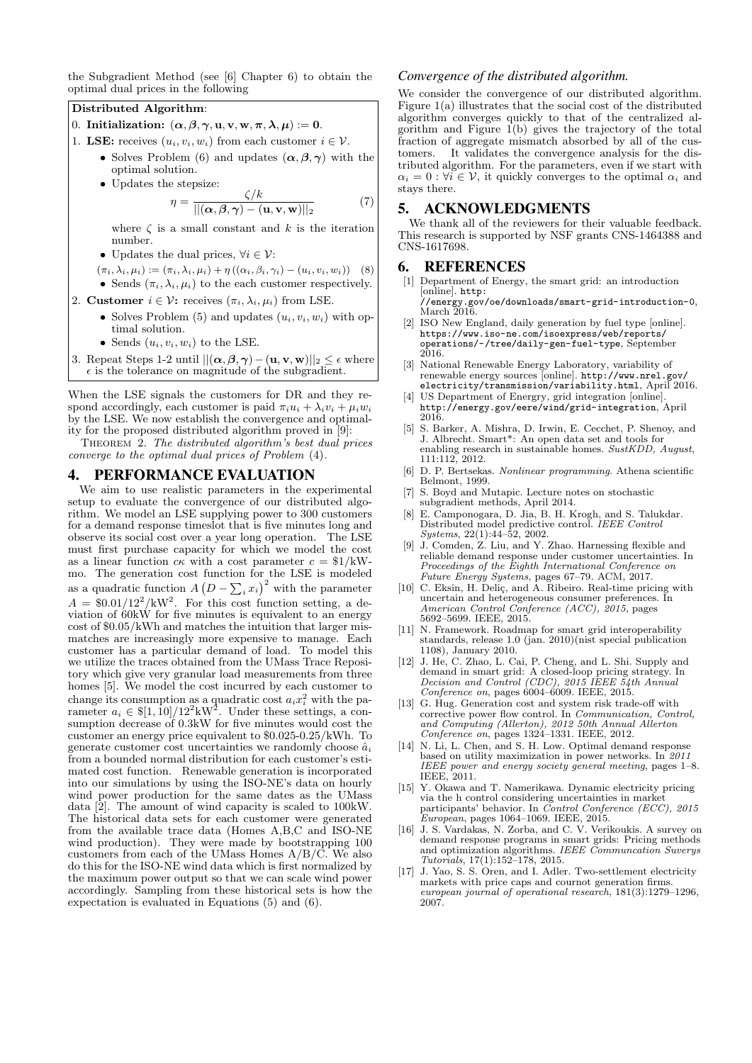the Subgradient Method (see [6] Chapter 6) to obtain the optimal dual prices in the following

**Distributed Algorithm**:

0. **Initialization:** $(\boldsymbol{\alpha}, \boldsymbol{\beta}, \boldsymbol{\gamma}, \mathbf{u}, \mathbf{v}, \mathbf{w}, \boldsymbol{\pi}, \boldsymbol{\lambda}, \boldsymbol{\mu}) := \mathbf{0}$.
1. **LSE:** receives $(u_i, v_i, w_i)$ from each customer $i \in \mathcal{V}$.
   - Solves Problem (6) and updates $(\boldsymbol{\alpha}, \boldsymbol{\beta}, \boldsymbol{\gamma})$ with the optimal solution.
   - Updates the stepsize:
   $$\eta = \frac{\zeta/k}{||(\boldsymbol{\alpha}, \boldsymbol{\beta}, \boldsymbol{\gamma}) - (\mathbf{u}, \mathbf{v}, \mathbf{w})||_2} \quad (7)$$
   where $\zeta$ is a small constant and $k$ is the iteration number.
   - Updates the dual prices, $\forall i \in \mathcal{V}$:
   $$(\pi_i, \lambda_i, \mu_i) := (\pi_i, \lambda_i, \mu_i) + \eta \left( (\alpha_i, \beta_i, \gamma_i) - (u_i, v_i, w_i) \right) \quad (8)$$
   - Sends $(\pi_i, \lambda_i, \mu_i)$ to the each customer respectively.
2. **Customer** $i \in \mathcal{V}$**:** receives $(\pi_i, \lambda_i, \mu_i)$ from LSE.
   - Solves Problem (5) and updates $(u_i, v_i, w_i)$ with optimal solution.
   - Sends $(u_i, v_i, w_i)$ to the LSE.
3. Repeat Steps 1-2 until $||(\boldsymbol{\alpha}, \boldsymbol{\beta}, \boldsymbol{\gamma}) - (\mathbf{u}, \mathbf{v}, \mathbf{w})||_2 \leq \epsilon$ where $\epsilon$ is the tolerance on magnitude of the subgradient.

When the LSE signals the customers for DR and they respond accordingly, each customer is paid $\pi_i u_i + \lambda_i v_i + \mu_i w_i$ by the LSE. We now establish the convergence and optimality for the proposed distributed algorithm proved in [9]:

Theorem 2. *The distributed algorithm's best dual prices converge to the optimal dual prices of Problem* (4).

## 4. PERFORMANCE EVALUATION

We aim to use realistic parameters in the experimental setup to evaluate the convergence of our distributed algorithm. We model an LSE supplying power to 300 customers for a demand response timeslot that is five minutes long and observe its social cost over a year long operation. The LSE must first purchase capacity for which we model the cost as a linear function $c\kappa$ with a cost parameter $c = \$1/\text{kW-mo}$. The generation cost function for the LSE is modeled as a quadratic function $A\left(D - \sum_i x_i\right)^2$ with the parameter $A = \$0.01/12^2/\text{kW}^2$. For this cost function setting, a deviation of 60kW for five minutes is equivalent to an energy cost of \$0.05/kWh and matches the intuition that larger mismatches are increasingly more expensive to manage. Each customer has a particular demand of load. To model this we utilize the traces obtained from the UMass Trace Repository which give very granular load measurements from three homes [5]. We model the cost incurred by each customer to change its consumption as a quadratic cost $a_i x_i^2$ with the parameter $a_i \in \$[1, 10]/12^2\text{kW}^2$. Under these settings, a consumption decrease of 0.3kW for five minutes would cost the customer an energy price equivalent to \$0.025-0.25/kWh. To generate customer cost uncertainties we randomly choose $\hat{a}_i$ from a bounded normal distribution for each customer's estimated cost function. Renewable generation is incorporated into our simulations by using the ISO-NE's data on hourly wind power production for the same dates as the UMass data [2]. The amount of wind capacity is scaled to 100kW. The historical data sets for each customer were generated from the available trace data (Homes A,B,C and ISO-NE wind production). They were made by bootstrapping 100 customers from each of the UMass Homes A/B/C. We also do this for the ISO-NE wind data which is first normalized by the maximum power output so that we can scale wind power accordingly. Sampling from these historical sets is how the expectation is evaluated in Equations (5) and (6).

### *Convergence of the distributed algorithm.*

We consider the convergence of our distributed algorithm. Figure 1(a) illustrates that the social cost of the distributed algorithm converges quickly to that of the centralized algorithm and Figure 1(b) gives the trajectory of the total fraction of aggregate mismatch absorbed by all of the customers. It validates the convergence analysis for the distributed algorithm. For the parameters, even if we start with $\alpha_i = 0 : \forall i \in \mathcal{V}$, it quickly converges to the optimal $\alpha_i$ and stays there.

## 5. ACKNOWLEDGMENTS

We thank all of the reviewers for their valuable feedback. This research is supported by NSF grants CNS-1464388 and CNS-1617698.

## 6. REFERENCES

[1] Department of Energy, the smart grid: an introduction [online]. http://energy.gov/oe/downloads/smart-grid-introduction-0, March 2016.

[2] ISO New England, daily generation by fuel type [online]. https://www.iso-ne.com/isoexpress/web/reports/operations/-/tree/daily-gen-fuel-type, September 2016.

[3] National Renewable Energy Laboratory, variability of renewable energy sources [online]. http://www.nrel.gov/electricity/transmission/variability.html, April 2016.

[4] US Department of Energry, grid integration [online]. http://energy.gov/eere/wind/grid-integration, April 2016.

[5] S. Barker, A. Mishra, D. Irwin, E. Cecchet, P. Shenoy, and J. Albrecht. Smart*: An open data set and tools for enabling research in sustainable homes. *SustKDD, August*, 111:112, 2012.

[6] D. P. Bertsekas. *Nonlinear programming*. Athena scientific Belmont, 1999.

[7] S. Boyd and Mutapic. Lecture notes on stochastic subgradient methods, April 2014.

[8] E. Camponogara, D. Jia, B. H. Krogh, and S. Talukdar. Distributed model predictive control. *IEEE Control Systems*, 22(1):44–52, 2002.

[9] J. Comden, Z. Liu, and Y. Zhao. Harnessing flexible and reliable demand response under customer uncertainties. In *Proceedings of the Eighth International Conference on Future Energy Systems*, pages 67–79. ACM, 2017.

[10] C. Eksin, H. Deliç, and A. Ribeiro. Real-time pricing with uncertain and heterogeneous consumer preferences. In *American Control Conference (ACC), 2015*, pages 5692–5699. IEEE, 2015.

[11] N. Framework. Roadmap for smart grid interoperability standards, release 1.0 (jan. 2010)(nist special publication 1108), January 2010.

[12] J. He, C. Zhao, L. Cai, P. Cheng, and L. Shi. Supply and demand in smart grid: A closed-loop pricing strategy. In *Decision and Control (CDC), 2015 IEEE 54th Annual Conference on*, pages 6004–6009. IEEE, 2015.

[13] G. Hug. Generation cost and system risk trade-off with corrective power flow control. In *Communication, Control, and Computing (Allerton), 2012 50th Annual Allerton Conference on*, pages 1324–1331. IEEE, 2012.

[14] N. Li, L. Chen, and S. H. Low. Optimal demand response based on utility maximization in power networks. In *2011 IEEE power and energy society general meeting*, pages 1–8. IEEE, 2011.

[15] Y. Okawa and T. Namerikawa. Dynamic electricity pricing via the h control considering uncertainties in market participants' behavior. In *Control Conference (ECC), 2015 European*, pages 1064–1069. IEEE, 2015.

[16] J. S. Vardakas, N. Zorba, and C. V. Verikoukis. A survey on demand response programs in smart grids: Pricing methods and optimization algorithms. *IEEE Communcation Suverys Tutorials*, 17(1):152–178, 2015.

[17] J. Yao, S. S. Oren, and I. Adler. Two-settlement electricity markets with price caps and cournot generation firms. *european journal of operational research*, 181(3):1279–1296, 2007.